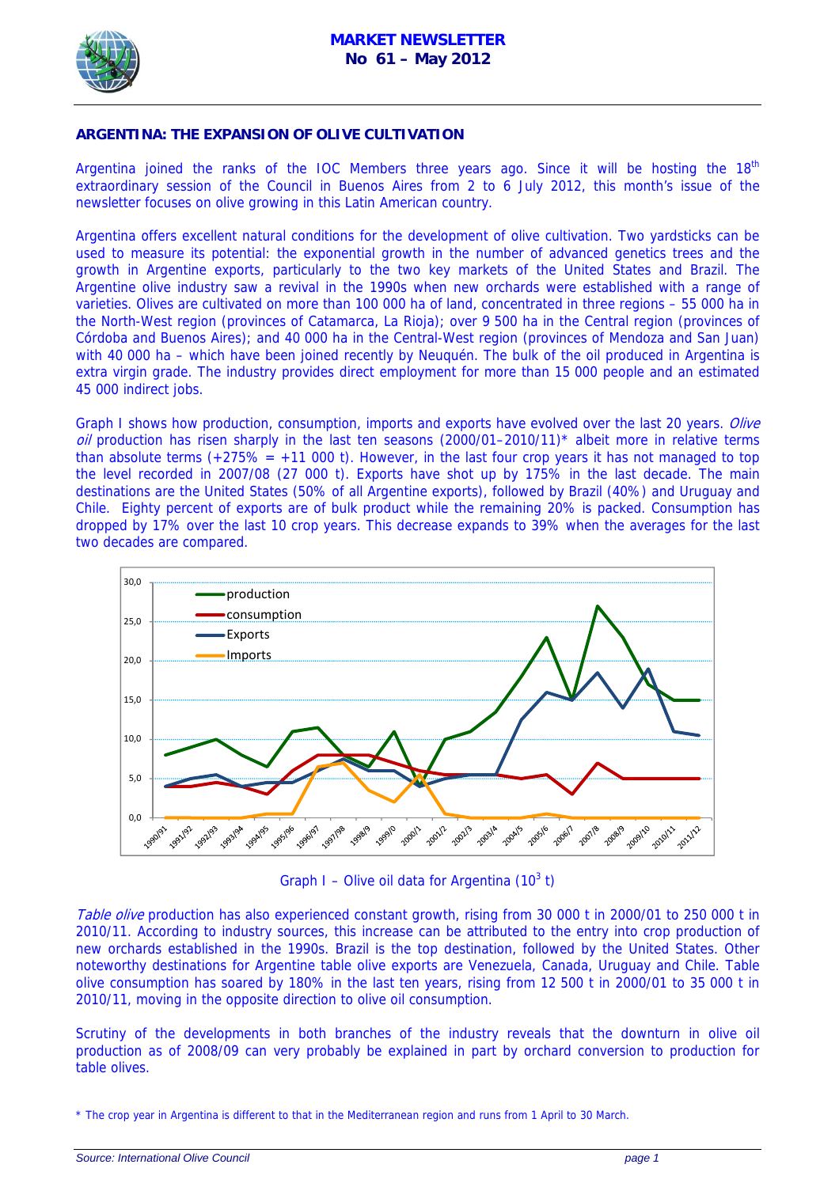**MARKET NEWSLETTER**
**No 61 – May 2012**

## ARGENTINA: THE EXPANSION OF OLIVE CULTIVATION

Argentina joined the ranks of the IOC Members three years ago. Since it will be hosting the 18th extraordinary session of the Council in Buenos Aires from 2 to 6 July 2012, this month's issue of the newsletter focuses on olive growing in this Latin American country.

Argentina offers excellent natural conditions for the development of olive cultivation. Two yardsticks can be used to measure its potential: the exponential growth in the number of advanced genetics trees and the growth in Argentine exports, particularly to the two key markets of the United States and Brazil. The Argentine olive industry saw a revival in the 1990s when new orchards were established with a range of varieties. Olives are cultivated on more than 100 000 ha of land, concentrated in three regions – 55 000 ha in the North-West region (provinces of Catamarca, La Rioja); over 9 500 ha in the Central region (provinces of Córdoba and Buenos Aires); and 40 000 ha in the Central-West region (provinces of Mendoza and San Juan) with 40 000 ha – which have been joined recently by Neuquén. The bulk of the oil produced in Argentina is extra virgin grade. The industry provides direct employment for more than 15 000 people and an estimated 45 000 indirect jobs.

Graph I shows how production, consumption, imports and exports have evolved over the last 20 years. *Olive oil* production has risen sharply in the last ten seasons (2000/01–2010/11)* albeit more in relative terms than absolute terms (+275% = +11 000 t). However, in the last four crop years it has not managed to top the level recorded in 2007/08 (27 000 t). Exports have shot up by 175% in the last decade. The main destinations are the United States (50% of all Argentine exports), followed by Brazil (40%) and Uruguay and Chile. Eighty percent of exports are of bulk product while the remaining 20% is packed. Consumption has dropped by 17% over the last 10 crop years. This decrease expands to 39% when the averages for the last two decades are compared.

Graph I – Olive oil data for Argentina ($10^3$ t)

*Table olive* production has also experienced constant growth, rising from 30 000 t in 2000/01 to 250 000 t in 2010/11. According to industry sources, this increase can be attributed to the entry into crop production of new orchards established in the 1990s. Brazil is the top destination, followed by the United States. Other noteworthy destinations for Argentine table olive exports are Venezuela, Canada, Uruguay and Chile. Table olive consumption has soared by 180% in the last ten years, rising from 12 500 t in 2000/01 to 35 000 t in 2010/11, moving in the opposite direction to olive oil consumption.

Scrutiny of the developments in both branches of the industry reveals that the downturn in olive oil production as of 2008/09 can very probably be explained in part by orchard conversion to production for table olives.

\* The crop year in Argentina is different to that in the Mediterranean region and runs from 1 April to 30 March.

*Source: International Olive Council*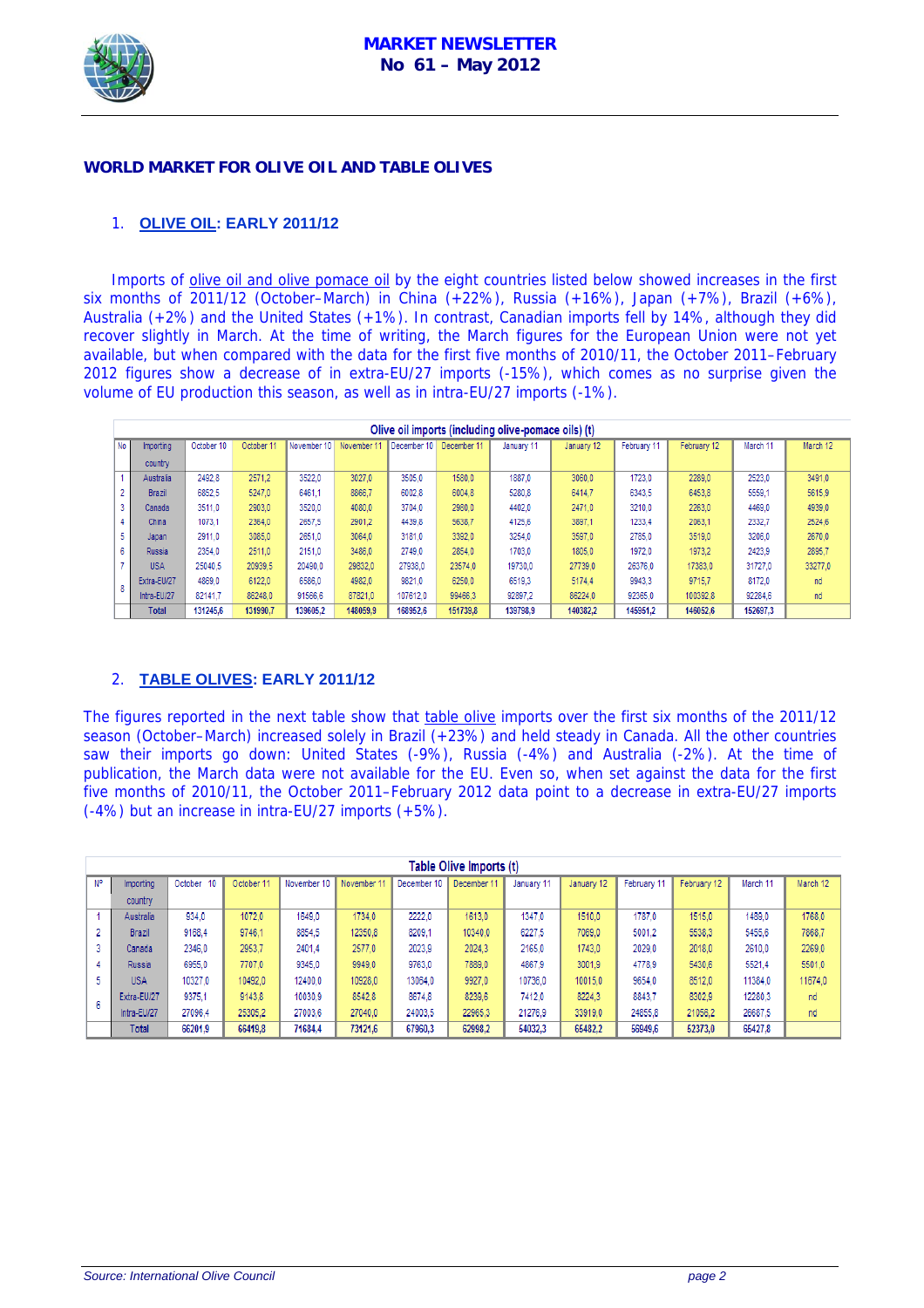**MARKET NEWSLETTER**
**No 61 – May 2012**

## WORLD MARKET FOR OLIVE OIL AND TABLE OLIVES

### 1. OLIVE OIL: EARLY 2011/12

Imports of olive oil and olive pomace oil by the eight countries listed below showed increases in the first six months of 2011/12 (October–March) in China (+22%), Russia (+16%), Japan (+7%), Brazil (+6%), Australia (+2%) and the United States (+1%). In contrast, Canadian imports fell by 14%, although they did recover slightly in March. At the time of writing, the March figures for the European Union were not yet available, but when compared with the data for the first five months of 2010/11, the October 2011–February 2012 figures show a decrease of in extra-EU/27 imports (-15%), which comes as no surprise given the volume of EU production this season, as well as in intra-EU/27 imports (-1%).

**Olive oil imports (including olive-pomace oils) (t)**

| No | Importing country | October 10 | October 11 | November 10 | November 11 | December 10 | December 11 | January 11 | January 12 | February 11 | February 12 | March 11 | March 12 |
|---|---|---|---|---|---|---|---|---|---|---|---|---|---|
| 1 | Australia | 2492,8 | 2571,2 | 3522,0 | 3027,0 | 3505,0 | 1580,0 | 1887,0 | 3060,0 | 1723,0 | 2289,0 | 2523,0 | 3491,0 |
| 2 | Brazil | 6852,5 | 5247,0 | 6461,1 | 8866,7 | 6002,8 | 6004,8 | 5280,8 | 6414,7 | 6343,5 | 6453,8 | 5559,1 | 5615,9 |
| 3 | Canada | 3511,0 | 2903,0 | 3520,0 | 4080,0 | 3704,0 | 2980,0 | 4402,0 | 2471,0 | 3210,0 | 2263,0 | 4469,0 | 4939,0 |
| 4 | China | 1073,1 | 2364,0 | 2657,5 | 2901,2 | 4439,8 | 5638,7 | 4125,6 | 3897,1 | 1233,4 | 2063,1 | 2332,7 | 2524,6 |
| 5 | Japan | 2911,0 | 3085,0 | 2851,0 | 3064,0 | 3181,0 | 3392,0 | 3254,0 | 3597,0 | 2785,0 | 3519,0 | 3206,0 | 2670,0 |
| 6 | Russia | 2354,0 | 2511,0 | 2151,0 | 3486,0 | 2749,0 | 2854,0 | 1703,0 | 1805,0 | 1972,0 | 1973,2 | 2423,9 | 2895,7 |
| 7 | USA | 25040,5 | 20939,5 | 20490,0 | 29832,0 | 27938,0 | 23574,0 | 19730,0 | 27739,0 | 26376,0 | 17383,0 | 31727,0 | 33277,0 |
| 8 | Extra-EU27 | 4869,0 | 6122,0 | 6586,0 | 4982,0 | 9821,0 | 6250,0 | 6519,3 | 5174,4 | 9943,3 | 9715,7 | 8172,0 | nd |
|  | Intra-EU27 | 82141,7 | 86248,0 | 91566,6 | 87821,0 | 107612,0 | 99466,3 | 92897,2 | 86224,0 | 92365,0 | 100392,8 | 92284,6 | nd |
|  | **Total** | **131245,6** | **131990,7** | **139605,2** | **148059,9** | **168952,6** | **151739,8** | **139798,9** | **140382,2** | **145951,2** | **146052,6** | **152697,3** |  |

### 2. TABLE OLIVES: EARLY 2011/12

The figures reported in the next table show that table olive imports over the first six months of the 2011/12 season (October–March) increased solely in Brazil (+23%) and held steady in Canada. All the other countries saw their imports go down: United States (-9%), Russia (-4%) and Australia (-2%). At the time of publication, the March data were not available for the EU. Even so, when set against the data for the first five months of 2010/11, the October 2011–February 2012 data point to a decrease in extra-EU/27 imports (-4%) but an increase in intra-EU/27 imports (+5%).

**Table Olive Imports (t)**

| Nº | Importing country | October 10 | October 11 | November 10 | November 11 | December 10 | December 11 | January 11 | January 12 | February 11 | February 12 | March 11 | March 12 |
|---|---|---|---|---|---|---|---|---|---|---|---|---|---|
| 1 | Australia | 934,0 | 1072,0 | 1649,0 | 1734,0 | 2222,0 | 1613,0 | 1347,0 | 1510,0 | 1787,0 | 1515,0 | 1489,0 | 1768,0 |
| 2 | Brazil | 9188,4 | 9746,1 | 8854,5 | 12350,8 | 8209,1 | 10340,0 | 6227,5 | 7089,0 | 5001,2 | 5538,3 | 5455,6 | 7868,7 |
| 3 | Canada | 2346,0 | 2953,7 | 2401,4 | 2577,0 | 2023,9 | 2024,3 | 2165,0 | 1743,0 | 2029,0 | 2018,0 | 2610,0 | 2269,0 |
| 4 | Russia | 6955,0 | 7707,0 | 9345,0 | 9949,0 | 9763,0 | 7889,0 | 4867,9 | 3001,9 | 4778,9 | 5430,6 | 5521,4 | 5501,0 |
| 5 | USA | 10327,0 | 10452,0 | 12400,0 | 10928,0 | 13064,0 | 9927,0 | 10736,0 | 10015,0 | 9654,0 | 8512,0 | 11384,0 | 11674,0 |
| 6 | Extra-EU27 | 9375,1 | 9143,8 | 10030,9 | 8542,8 | 8674,8 | 8239,6 | 7412,0 | 8224,3 | 8843,7 | 8302,9 | 12280,3 | nd |
|  | Intra-EU27 | 27096,4 | 25305,2 | 27003,6 | 27040,0 | 24003,5 | 22965,3 | 21276,9 | 33919,0 | 24855,8 | 21056,2 | 26687,5 | nd |
|  | **Total** | **66201,9** | **66419,8** | **71684,4** | **73121,6** | **67960,3** | **62998,2** | **54032,3** | **65482,2** | **56949,6** | **52373,0** | **65427,8** |  |

*Source: International Olive Council*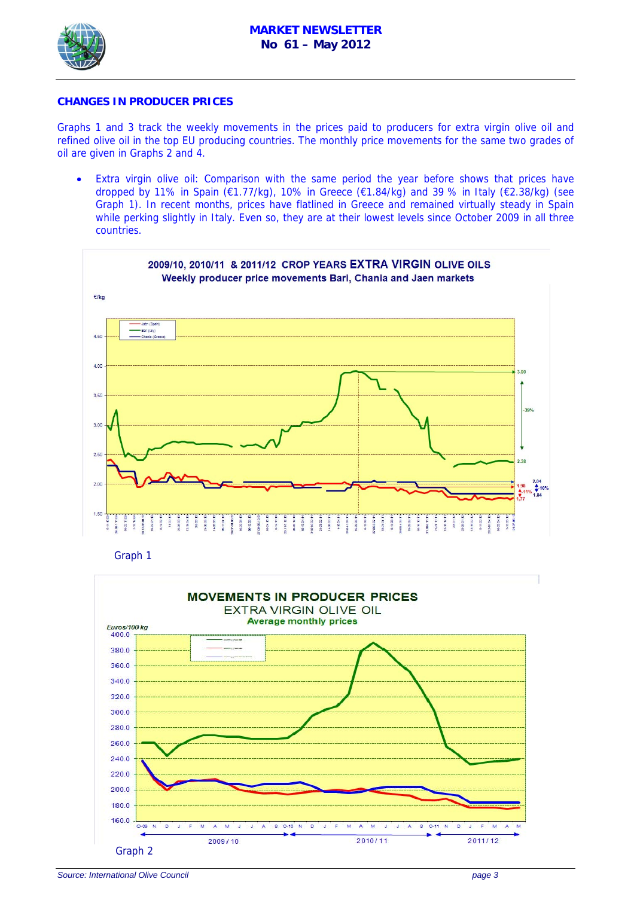## CHANGES IN PRODUCER PRICES

Graphs 1 and 3 track the weekly movements in the prices paid to producers for extra virgin olive oil and refined olive oil in the top EU producing countries. The monthly price movements for the same two grades of oil are given in Graphs 2 and 4.

- Extra virgin olive oil: Comparison with the same period the year before shows that prices have dropped by 11% in Spain (€1.77/kg), 10% in Greece (€1.84/kg) and 39 % in Italy (€2.38/kg) (see Graph 1). In recent months, prices have flatlined in Greece and remained virtually steady in Spain while perking slightly in Italy. Even so, they are at their lowest levels since October 2009 in all three countries.

Graph 1

Graph 2

*Source: International Olive Council*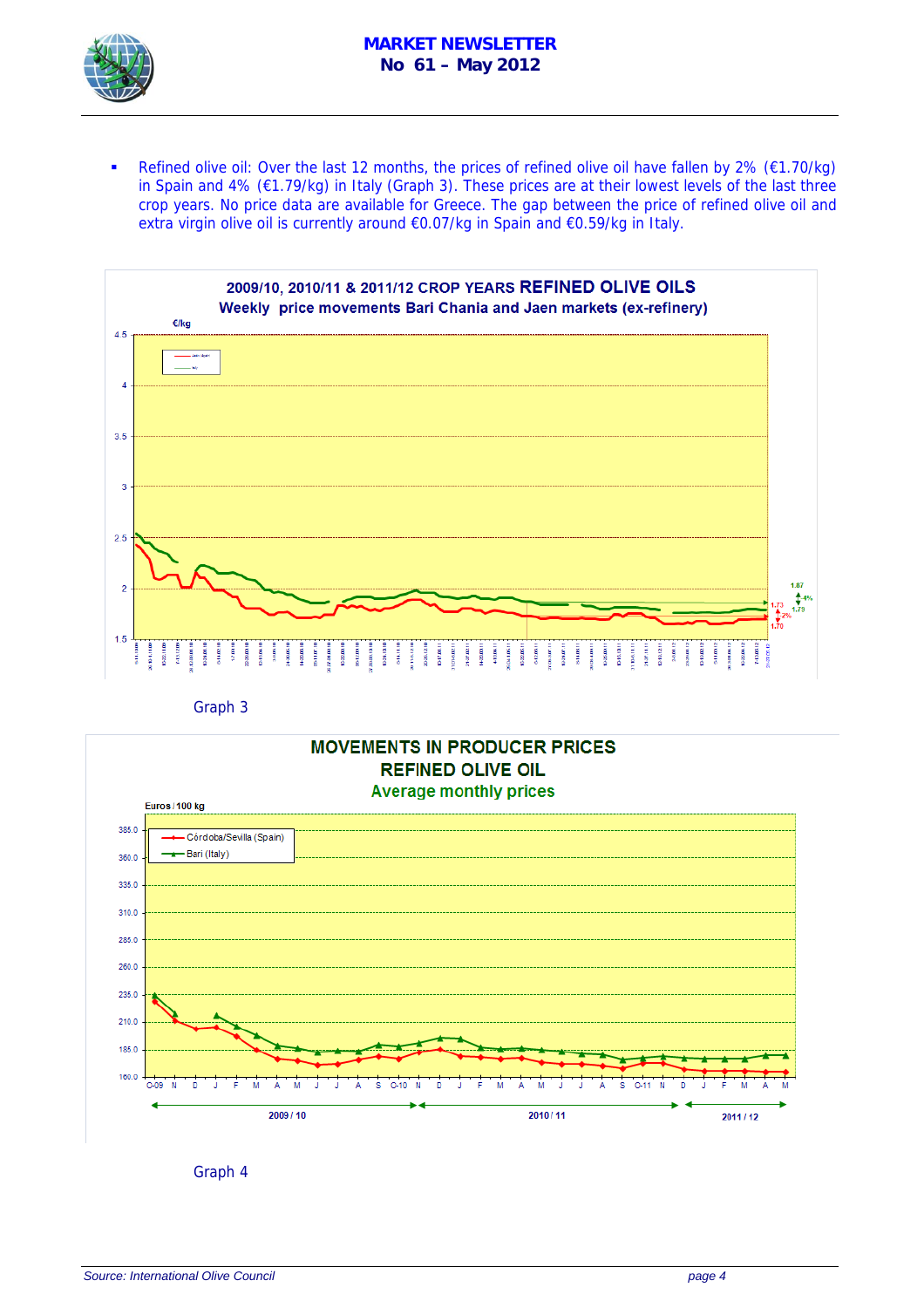- Refined olive oil: Over the last 12 months, the prices of refined olive oil have fallen by 2% (€1.70/kg) in Spain and 4% (€1.79/kg) in Italy (Graph 3). These prices are at their lowest levels of the last three crop years. No price data are available for Greece. The gap between the price of refined olive oil and extra virgin olive oil is currently around €0.07/kg in Spain and €0.59/kg in Italy.

2009/10, 2010/11 & 2011/12 CROP YEARS REFINED OLIVE OILS

Weekly price movements Bari Chania and Jaen markets (ex-refinery)

€/kg

4.5

4

3.5

3

2.5

2

1.5

1.87

4%

1.79

1.73

2%

1.70

Graph 3

MOVEMENTS IN PRODUCER PRICES

REFINED OLIVE OIL

Average monthly prices

Euros / 100 kg

Córdoba/Sevilla (Spain)

Bari (Italy)

385.0

360.0

335.0

310.0

285.0

260.0

235.0

210.0

185.0

160.0

O-09 N D J F M A M J J A S O-10 N D J F M A M J J A S O-11 N D J F M A M

2009 / 10

2010 / 11

2011 / 12

Graph 4